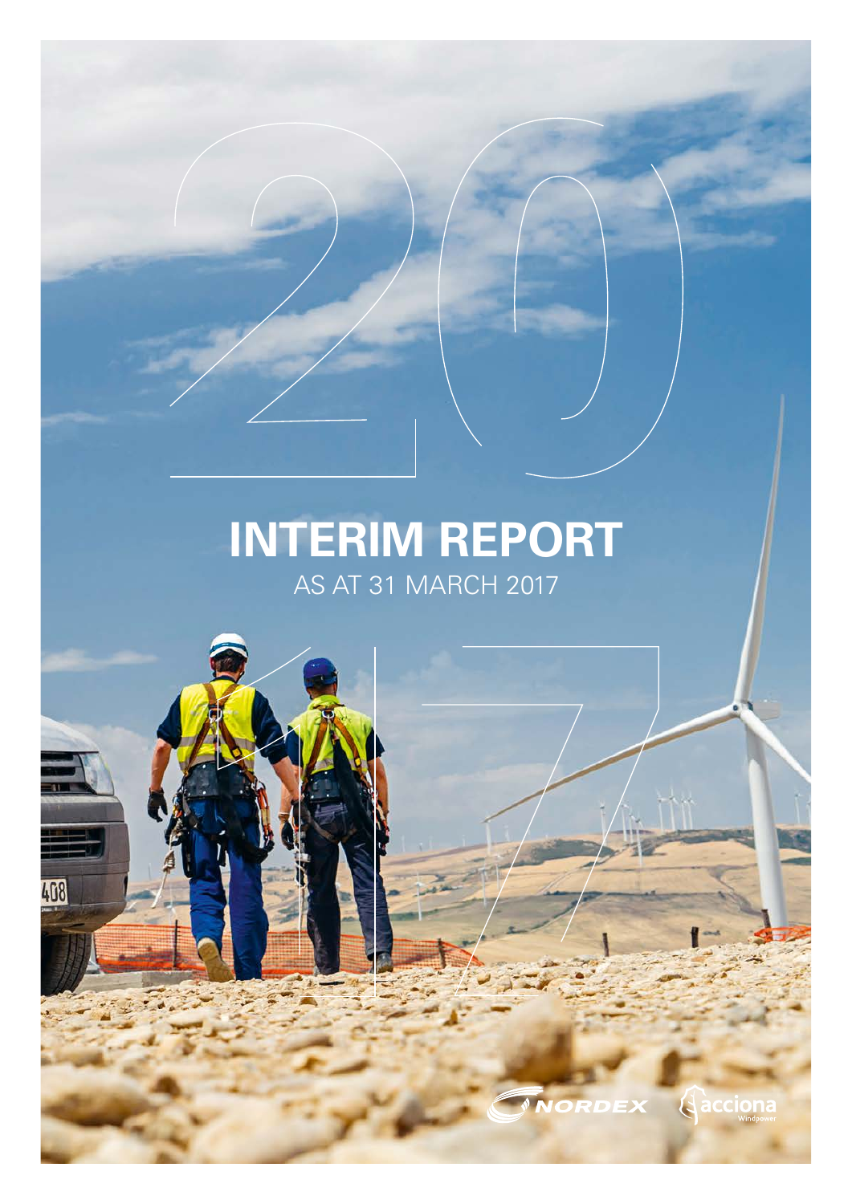# INTERIM REPORT

AS AT 31 MARCH 2017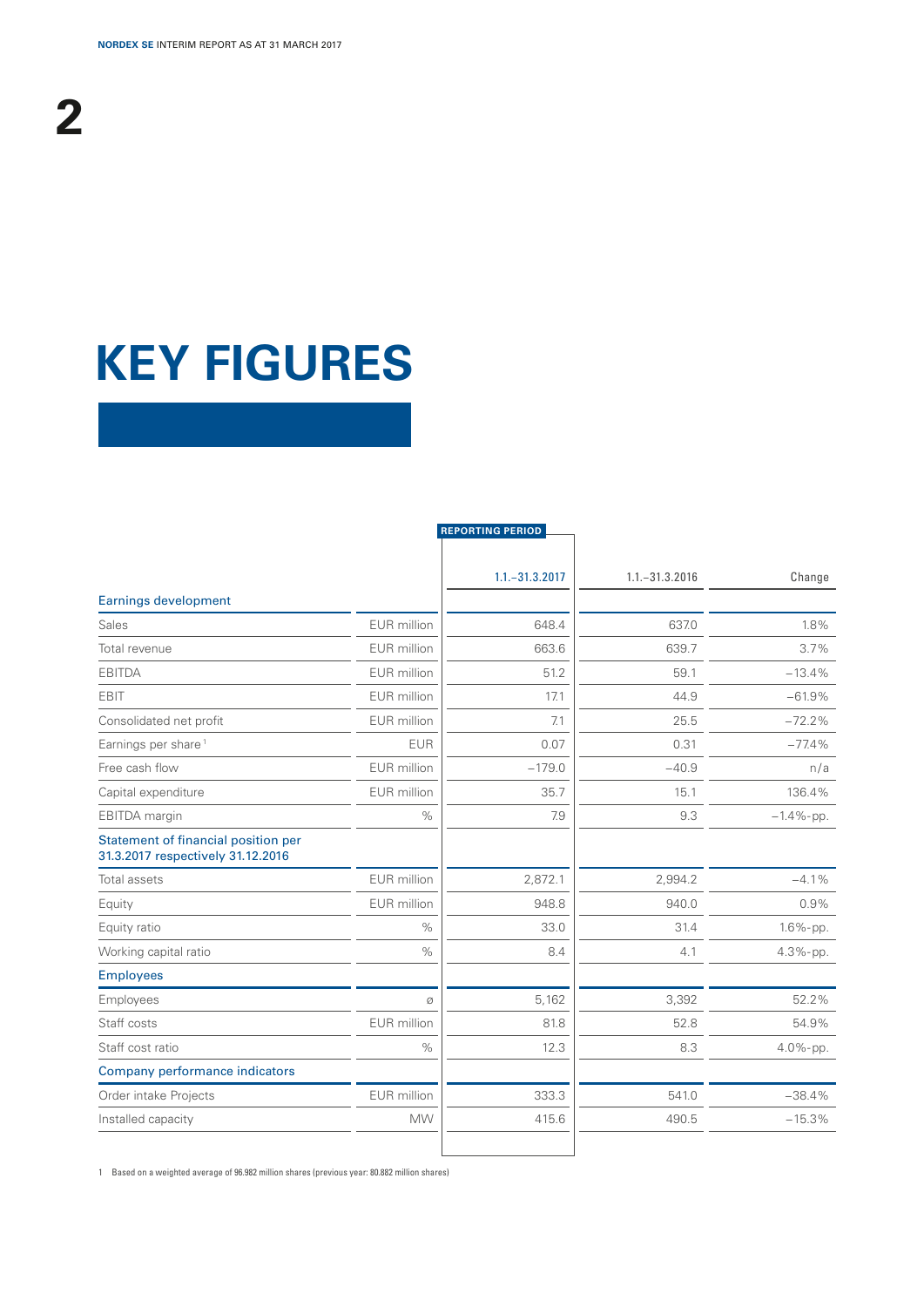# KEY FIGURES

| | | REPORTING PERIOD 1.1.–31.3.2017 | 1.1.–31.3.2016 | Change |
|---|---|---|---|---|
| **Earnings development** | | | | |
| Sales | EUR million | 648.4 | 637.0 | 1.8% |
| Total revenue | EUR million | 663.6 | 639.7 | 3.7% |
| EBITDA | EUR million | 51.2 | 59.1 | −13.4% |
| EBIT | EUR million | 17.1 | 44.9 | −61.9% |
| Consolidated net profit | EUR million | 7.1 | 25.5 | −72.2% |
| Earnings per share [1] | EUR | 0.07 | 0.31 | −77.4% |
| Free cash flow | EUR million | −179.0 | −40.9 | n/a |
| Capital expenditure | EUR million | 35.7 | 15.1 | 136.4% |
| EBITDA margin | % | 7.9 | 9.3 | −1.4%-pp. |
| **Statement of financial position per 31.3.2017 respectively 31.12.2016** | | | | |
| Total assets | EUR million | 2,872.1 | 2,994.2 | −4.1% |
| Equity | EUR million | 948.8 | 940.0 | 0.9% |
| Equity ratio | % | 33.0 | 31.4 | 1.6%-pp. |
| Working capital ratio | % | 8.4 | 4.1 | 4.3%-pp. |
| **Employees** | | | | |
| Employees | ø | 5,162 | 3,392 | 52.2% |
| Staff costs | EUR million | 81.8 | 52.8 | 54.9% |
| Staff cost ratio | % | 12.3 | 8.3 | 4.0%-pp. |
| **Company performance indicators** | | | | |
| Order intake Projects | EUR million | 333.3 | 541.0 | −38.4% |
| Installed capacity | MW | 415.6 | 490.5 | −15.3% |

1 Based on a weighted average of 96.982 million shares (previous year: 80.882 million shares)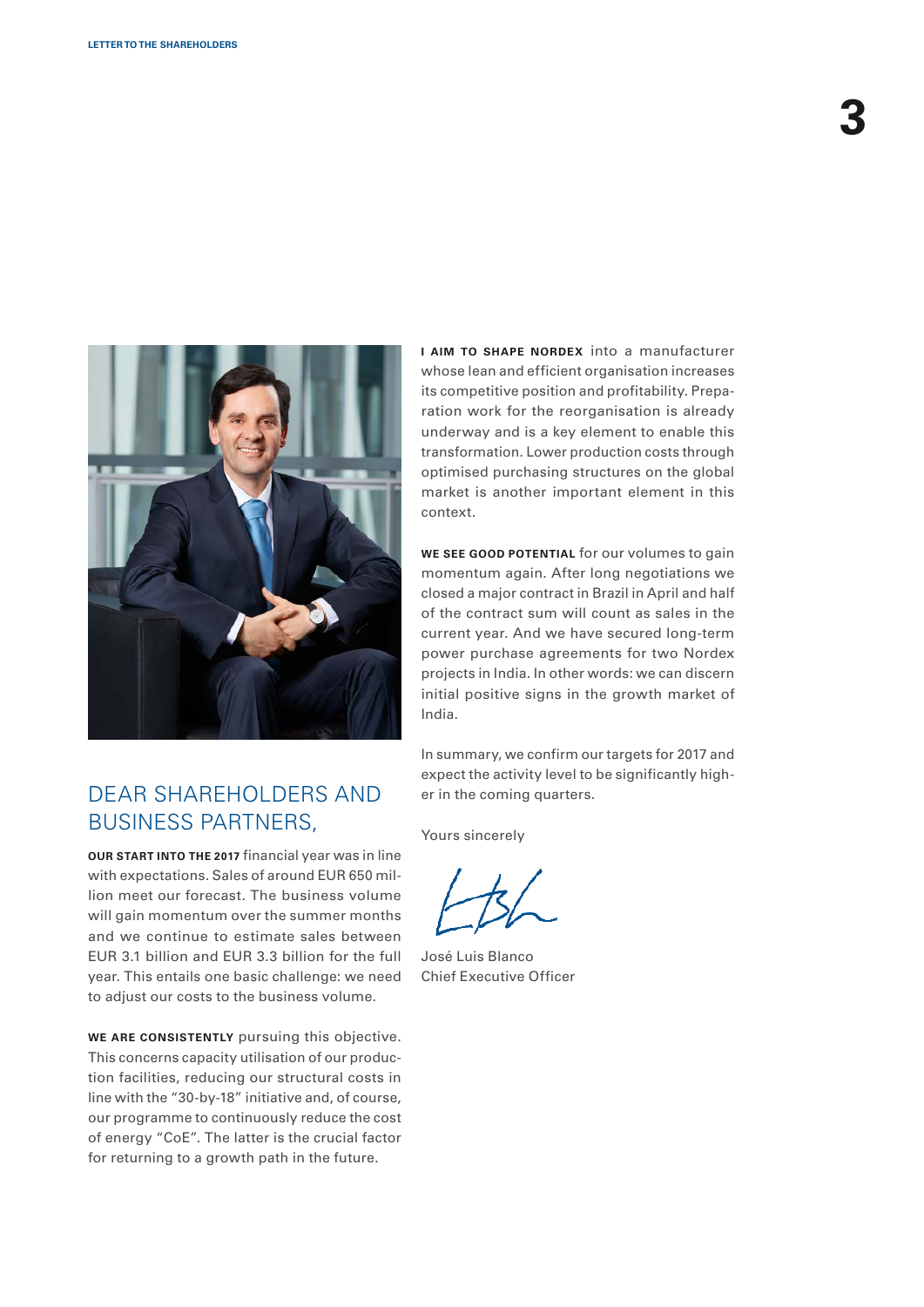## DEAR SHAREHOLDERS AND BUSINESS PARTNERS,

**OUR START INTO THE 2017** financial year was in line with expectations. Sales of around EUR 650 million meet our forecast. The business volume will gain momentum over the summer months and we continue to estimate sales between EUR 3.1 billion and EUR 3.3 billion for the full year. This entails one basic challenge: we need to adjust our costs to the business volume.

**WE ARE CONSISTENTLY** pursuing this objective. This concerns capacity utilisation of our production facilities, reducing our structural costs in line with the "30-by-18" initiative and, of course, our programme to continuously reduce the cost of energy "CoE". The latter is the crucial factor for returning to a growth path in the future.

**I AIM TO SHAPE NORDEX** into a manufacturer whose lean and efficient organisation increases its competitive position and profitability. Preparation work for the reorganisation is already underway and is a key element to enable this transformation. Lower production costs through optimised purchasing structures on the global market is another important element in this context.

**WE SEE GOOD POTENTIAL** for our volumes to gain momentum again. After long negotiations we closed a major contract in Brazil in April and half of the contract sum will count as sales in the current year. And we have secured long-term power purchase agreements for two Nordex projects in India. In other words: we can discern initial positive signs in the growth market of India.

In summary, we confirm our targets for 2017 and expect the activity level to be significantly higher in the coming quarters.

Yours sincerely

José Luis Blanco
Chief Executive Officer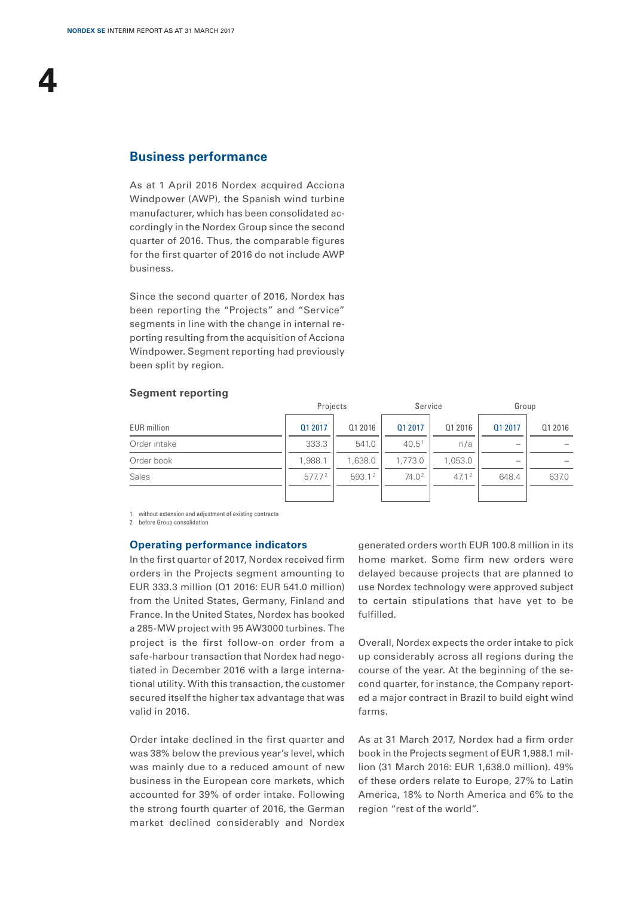## Business performance

As at 1 April 2016 Nordex acquired Acciona Windpower (AWP), the Spanish wind turbine manufacturer, which has been consolidated accordingly in the Nordex Group since the second quarter of 2016. Thus, the comparable figures for the first quarter of 2016 do not include AWP business.

Since the second quarter of 2016, Nordex has been reporting the "Projects" and "Service" segments in line with the change in internal reporting resulting from the acquisition of Acciona Windpower. Segment reporting had previously been split by region.

### Segment reporting

| | Projects | | Service | | Group | |
|---|---|---|---|---|---|---|
| EUR million | Q1 2017 | Q1 2016 | Q1 2017 | Q1 2016 | Q1 2017 | Q1 2016 |
| Order intake | 333.3 | 541.0 | 40.5[1] | n/a | – | – |
| Order book | 1,988.1 | 1,638.0 | 1,773.0 | 1,053.0 | – | – |
| Sales | 577.7[2] | 593.1[2] | 74.0[2] | 47.1[2] | 648.4 | 637.0 |

1 without extension and adjustment of existing contracts
2 before Group consolidation

### Operating performance indicators

In the first quarter of 2017, Nordex received firm orders in the Projects segment amounting to EUR 333.3 million (Q1 2016: EUR 541.0 million) from the United States, Germany, Finland and France. In the United States, Nordex has booked a 285-MW project with 95 AW3000 turbines. The project is the first follow-on order from a safe-harbour transaction that Nordex had negotiated in December 2016 with a large international utility. With this transaction, the customer secured itself the higher tax advantage that was valid in 2016.

Order intake declined in the first quarter and was 38% below the previous year's level, which was mainly due to a reduced amount of new business in the European core markets, which accounted for 39% of order intake. Following the strong fourth quarter of 2016, the German market declined considerably and Nordex generated orders worth EUR 100.8 million in its home market. Some firm new orders were delayed because projects that are planned to use Nordex technology were approved subject to certain stipulations that have yet to be fulfilled.

Overall, Nordex expects the order intake to pick up considerably across all regions during the course of the year. At the beginning of the second quarter, for instance, the Company reported a major contract in Brazil to build eight wind farms.

As at 31 March 2017, Nordex had a firm order book in the Projects segment of EUR 1,988.1 million (31 March 2016: EUR 1,638.0 million). 49% of these orders relate to Europe, 27% to Latin America, 18% to North America and 6% to the region "rest of the world".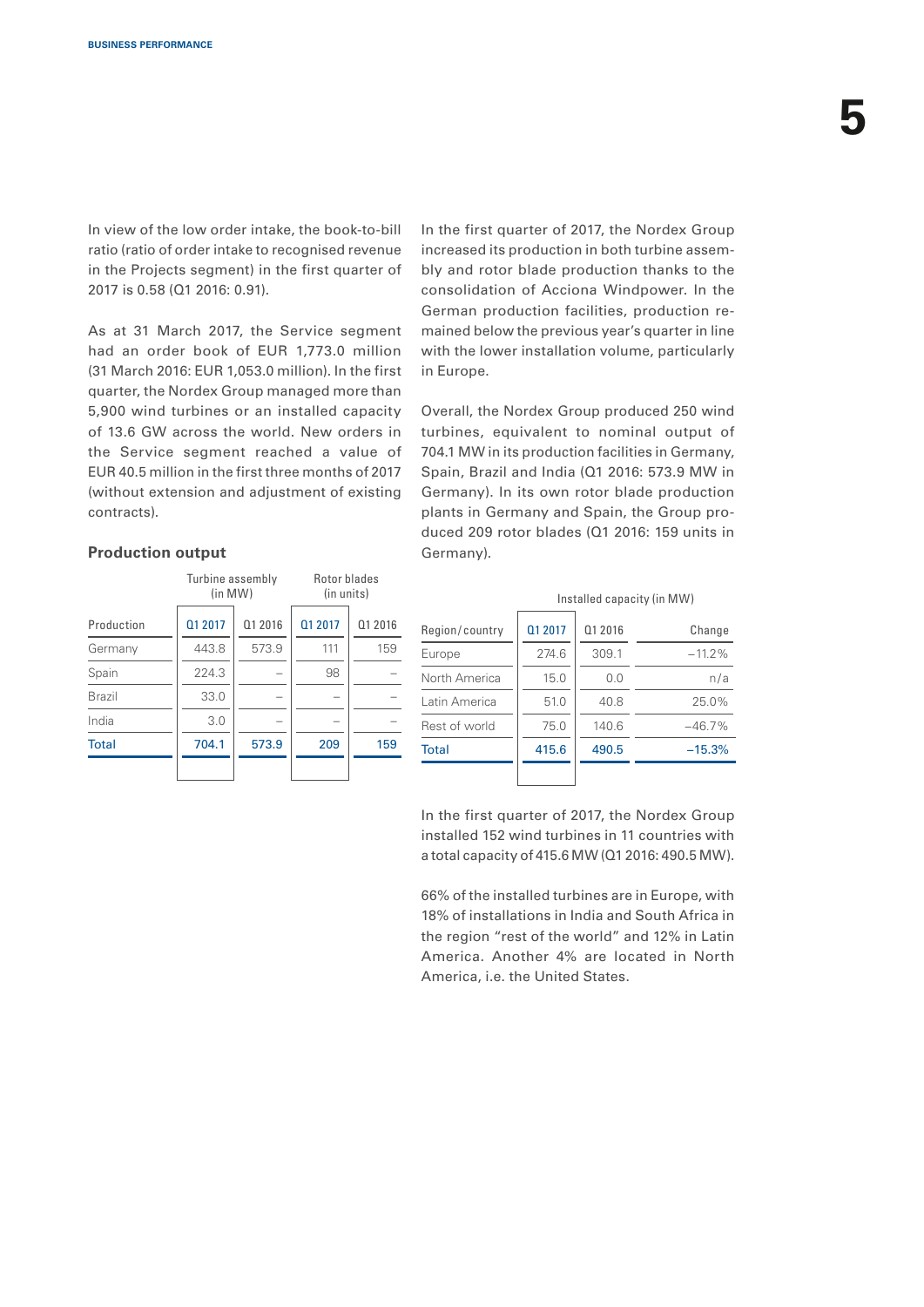In view of the low order intake, the book-to-bill ratio (ratio of order intake to recognised revenue in the Projects segment) in the first quarter of 2017 is 0.58 (Q1 2016: 0.91).

As at 31 March 2017, the Service segment had an order book of EUR 1,773.0 million (31 March 2016: EUR 1,053.0 million). In the first quarter, the Nordex Group managed more than 5,900 wind turbines or an installed capacity of 13.6 GW across the world. New orders in the Service segment reached a value of EUR 40.5 million in the first three months of 2017 (without extension and adjustment of existing contracts).

### Production output

| | Turbine assembly (in MW) | | Rotor blades (in units) | |
|---|---|---|---|---|
| Production | Q1 2017 | Q1 2016 | Q1 2017 | Q1 2016 |
| Germany | 443.8 | 573.9 | 111 | 159 |
| Spain | 224.3 | – | 98 | – |
| Brazil | 33.0 | – | – | – |
| India | 3.0 | – | – | – |
| Total | 704.1 | 573.9 | 209 | 159 |

In the first quarter of 2017, the Nordex Group increased its production in both turbine assembly and rotor blade production thanks to the consolidation of Acciona Windpower. In the German production facilities, production remained below the previous year's quarter in line with the lower installation volume, particularly in Europe.

Overall, the Nordex Group produced 250 wind turbines, equivalent to nominal output of 704.1 MW in its production facilities in Germany, Spain, Brazil and India (Q1 2016: 573.9 MW in Germany). In its own rotor blade production plants in Germany and Spain, the Group produced 209 rotor blades (Q1 2016: 159 units in Germany).

| | Installed capacity (in MW) | | |
|---|---|---|---|
| Region/country | Q1 2017 | Q1 2016 | Change |
| Europe | 274.6 | 309.1 | –11.2% |
| North America | 15.0 | 0.0 | n/a |
| Latin America | 51.0 | 40.8 | 25.0% |
| Rest of world | 75.0 | 140.6 | –46.7% |
| Total | 415.6 | 490.5 | –15.3% |

In the first quarter of 2017, the Nordex Group installed 152 wind turbines in 11 countries with a total capacity of 415.6 MW (Q1 2016: 490.5 MW).

66% of the installed turbines are in Europe, with 18% of installations in India and South Africa in the region "rest of the world" and 12% in Latin America. Another 4% are located in North America, i.e. the United States.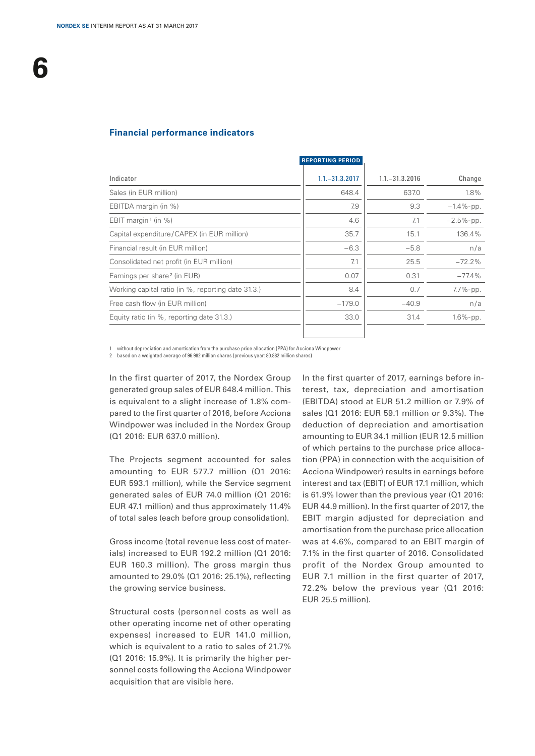## Financial performance indicators

| Indicator | REPORTING PERIOD 1.1.–31.3.2017 | 1.1.–31.3.2016 | Change |
|---|---|---|---|
| Sales (in EUR million) | 648.4 | 637.0 | 1.8% |
| EBITDA margin (in %) | 7.9 | 9.3 | −1.4%-pp. |
| EBIT margin [1] (in %) | 4.6 | 7.1 | −2.5%-pp. |
| Capital expenditure/CAPEX (in EUR million) | 35.7 | 15.1 | 136.4% |
| Financial result (in EUR million) | −6.3 | −5.8 | n/a |
| Consolidated net profit (in EUR million) | 7.1 | 25.5 | −72.2% |
| Earnings per share [2] (in EUR) | 0.07 | 0.31 | −77.4% |
| Working capital ratio (in %, reporting date 31.3.) | 8.4 | 0.7 | 7.7%-pp. |
| Free cash flow (in EUR million) | −179.0 | −40.9 | n/a |
| Equity ratio (in %, reporting date 31.3.) | 33.0 | 31.4 | 1.6%-pp. |

1 without depreciation and amortisation from the purchase price allocation (PPA) for Acciona Windpower
2 based on a weighted average of 96.982 million shares (previous year: 80.882 million shares)

In the first quarter of 2017, the Nordex Group generated group sales of EUR 648.4 million. This is equivalent to a slight increase of 1.8% compared to the first quarter of 2016, before Acciona Windpower was included in the Nordex Group (Q1 2016: EUR 637.0 million).

The Projects segment accounted for sales amounting to EUR 577.7 million (Q1 2016: EUR 593.1 million), while the Service segment generated sales of EUR 74.0 million (Q1 2016: EUR 47.1 million) and thus approximately 11.4% of total sales (each before group consolidation).

Gross income (total revenue less cost of materials) increased to EUR 192.2 million (Q1 2016: EUR 160.3 million). The gross margin thus amounted to 29.0% (Q1 2016: 25.1%), reflecting the growing service business.

Structural costs (personnel costs as well as other operating income net of other operating expenses) increased to EUR 141.0 million, which is equivalent to a ratio to sales of 21.7% (Q1 2016: 15.9%). It is primarily the higher personnel costs following the Acciona Windpower acquisition that are visible here.

In the first quarter of 2017, earnings before interest, tax, depreciation and amortisation (EBITDA) stood at EUR 51.2 million or 7.9% of sales (Q1 2016: EUR 59.1 million or 9.3%). The deduction of depreciation and amortisation amounting to EUR 34.1 million (EUR 12.5 million of which pertains to the purchase price allocation (PPA) in connection with the acquisition of Acciona Windpower) results in earnings before interest and tax (EBIT) of EUR 17.1 million, which is 61.9% lower than the previous year (Q1 2016: EUR 44.9 million). In the first quarter of 2017, the EBIT margin adjusted for depreciation and amortisation from the purchase price allocation was at 4.6%, compared to an EBIT margin of 7.1% in the first quarter of 2016. Consolidated profit of the Nordex Group amounted to EUR 7.1 million in the first quarter of 2017, 72.2% below the previous year (Q1 2016: EUR 25.5 million).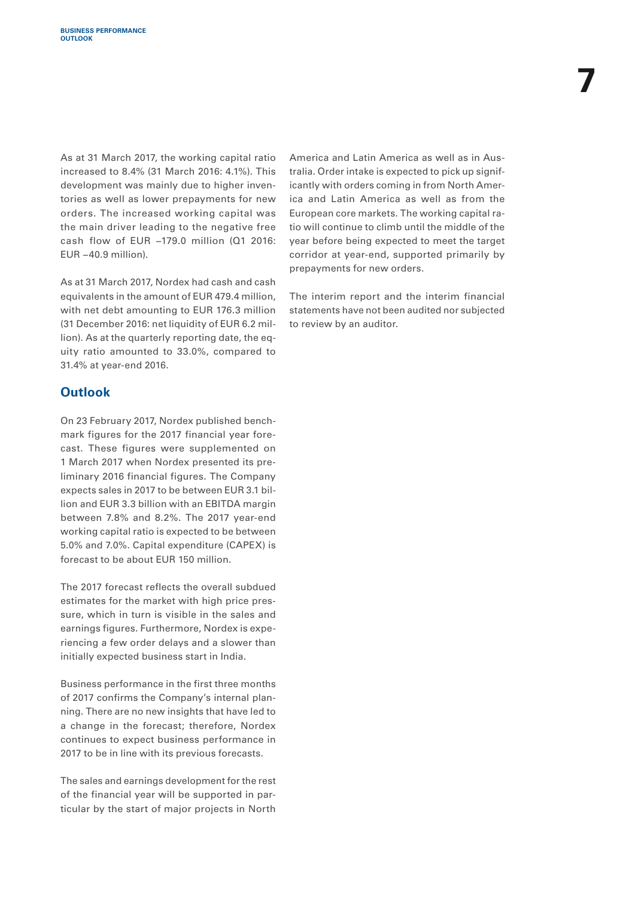As at 31 March 2017, the working capital ratio increased to 8.4% (31 March 2016: 4.1%). This development was mainly due to higher inventories as well as lower prepayments for new orders. The increased working capital was the main driver leading to the negative free cash flow of EUR –179.0 million (Q1 2016: EUR –40.9 million).

As at 31 March 2017, Nordex had cash and cash equivalents in the amount of EUR 479.4 million, with net debt amounting to EUR 176.3 million (31 December 2016: net liquidity of EUR 6.2 million). As at the quarterly reporting date, the equity ratio amounted to 33.0%, compared to 31.4% at year-end 2016.

## Outlook

On 23 February 2017, Nordex published benchmark figures for the 2017 financial year forecast. These figures were supplemented on 1 March 2017 when Nordex presented its preliminary 2016 financial figures. The Company expects sales in 2017 to be between EUR 3.1 billion and EUR 3.3 billion with an EBITDA margin between 7.8% and 8.2%. The 2017 year-end working capital ratio is expected to be between 5.0% and 7.0%. Capital expenditure (CAPEX) is forecast to be about EUR 150 million.

The 2017 forecast reflects the overall subdued estimates for the market with high price pressure, which in turn is visible in the sales and earnings figures. Furthermore, Nordex is experiencing a few order delays and a slower than initially expected business start in India.

Business performance in the first three months of 2017 confirms the Company's internal planning. There are no new insights that have led to a change in the forecast; therefore, Nordex continues to expect business performance in 2017 to be in line with its previous forecasts.

The sales and earnings development for the rest of the financial year will be supported in particular by the start of major projects in North America and Latin America as well as in Australia. Order intake is expected to pick up significantly with orders coming in from North America and Latin America as well as from the European core markets. The working capital ratio will continue to climb until the middle of the year before being expected to meet the target corridor at year-end, supported primarily by prepayments for new orders.

The interim report and the interim financial statements have not been audited nor subjected to review by an auditor.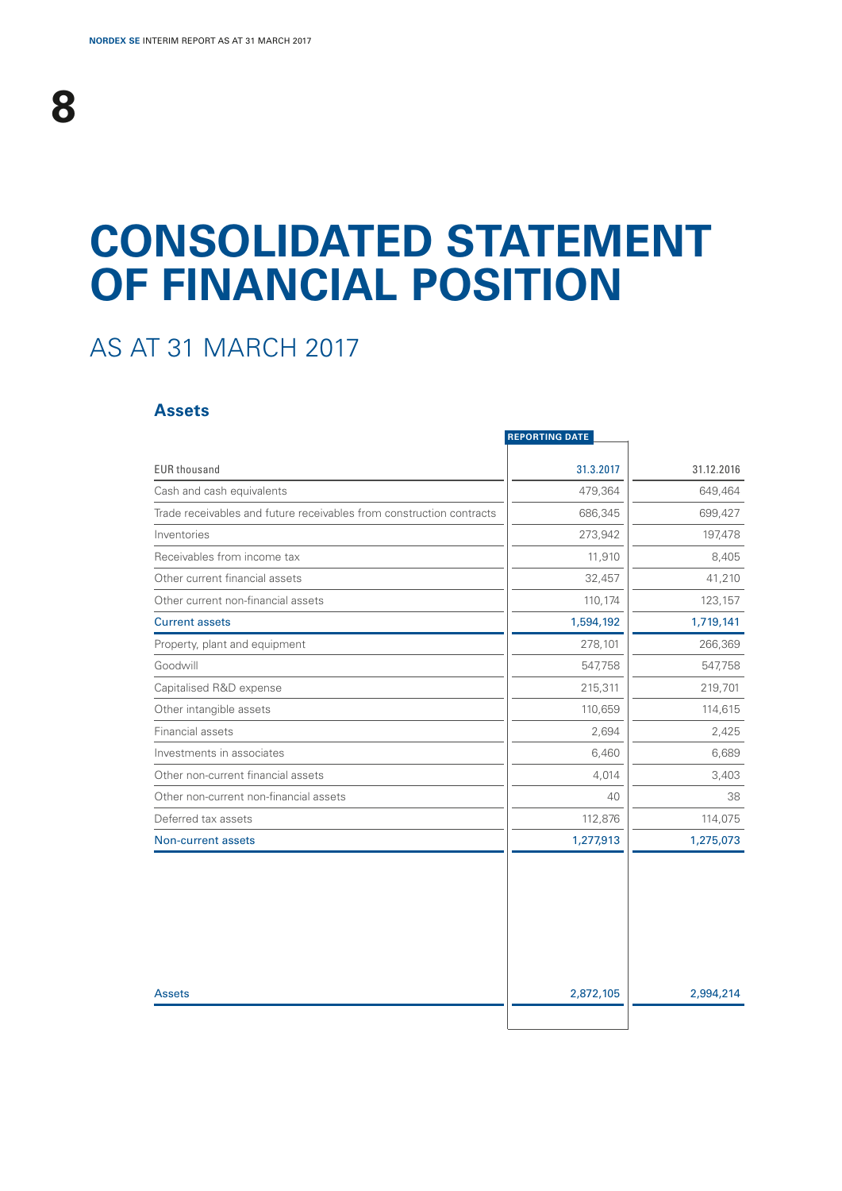# CONSOLIDATED STATEMENT OF FINANCIAL POSITION

## AS AT 31 MARCH 2017

### Assets

| EUR thousand | REPORTING DATE 31.3.2017 | 31.12.2016 |
|---|---|---|
| Cash and cash equivalents | 479,364 | 649,464 |
| Trade receivables and future receivables from construction contracts | 686,345 | 699,427 |
| Inventories | 273,942 | 197,478 |
| Receivables from income tax | 11,910 | 8,405 |
| Other current financial assets | 32,457 | 41,210 |
| Other current non-financial assets | 110,174 | 123,157 |
| **Current assets** | **1,594,192** | **1,719,141** |
| Property, plant and equipment | 278,101 | 266,369 |
| Goodwill | 547,758 | 547,758 |
| Capitalised R&D expense | 215,311 | 219,701 |
| Other intangible assets | 110,659 | 114,615 |
| Financial assets | 2,694 | 2,425 |
| Investments in associates | 6,460 | 6,689 |
| Other non-current financial assets | 4,014 | 3,403 |
| Other non-current non-financial assets | 40 | 38 |
| Deferred tax assets | 112,876 | 114,075 |
| **Non-current assets** | **1,277,913** | **1,275,073** |
| **Assets** | **2,872,105** | **2,994,214** |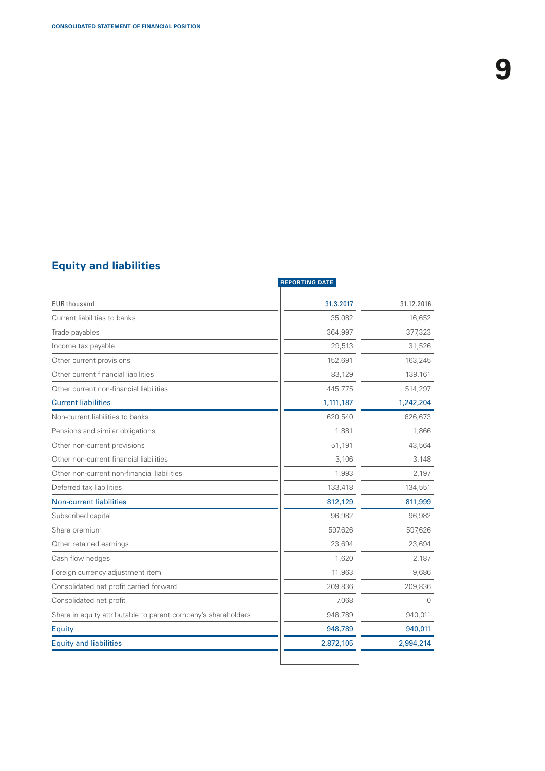## Equity and liabilities

| EUR thousand | REPORTING DATE 31.3.2017 | 31.12.2016 |
|---|---|---|
| Current liabilities to banks | 35,082 | 16,652 |
| Trade payables | 364,997 | 377,323 |
| Income tax payable | 29,513 | 31,526 |
| Other current provisions | 152,691 | 163,245 |
| Other current financial liabilities | 83,129 | 139,161 |
| Other current non-financial liabilities | 445,775 | 514,297 |
| **Current liabilities** | **1,111,187** | **1,242,204** |
| Non-current liabilities to banks | 620,540 | 626,673 |
| Pensions and similar obligations | 1,881 | 1,866 |
| Other non-current provisions | 51,191 | 43,564 |
| Other non-current financial liabilities | 3,106 | 3,148 |
| Other non-current non-financial liabilities | 1,993 | 2,197 |
| Deferred tax liabilities | 133,418 | 134,551 |
| **Non-current liabilities** | **812,129** | **811,999** |
| Subscribed capital | 96,982 | 96,982 |
| Share premium | 597,626 | 597,626 |
| Other retained earnings | 23,694 | 23,694 |
| Cash flow hedges | 1,620 | 2,187 |
| Foreign currency adjustment item | 11,963 | 9,686 |
| Consolidated net profit carried forward | 209,836 | 209,836 |
| Consolidated net profit | 7,068 | 0 |
| Share in equity attributable to parent company's shareholders | 948,789 | 940,011 |
| **Equity** | **948,789** | **940,011** |
| **Equity and liabilities** | **2,872,105** | **2,994,214** |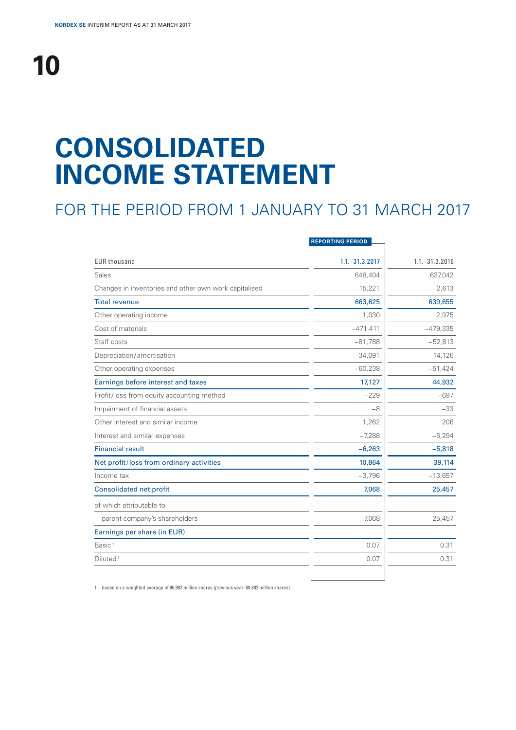# CONSOLIDATED INCOME STATEMENT

## FOR THE PERIOD FROM 1 JANUARY TO 31 MARCH 2017

| EUR thousand | REPORTING PERIOD 1.1.–31.3.2017 | 1.1.–31.3.2016 |
|---|---|---|
| Sales | 648,404 | 637,042 |
| Changes in inventories and other own work capitalised | 15,221 | 2,613 |
| **Total revenue** | **663,625** | **639,655** |
| Other operating income | 1,030 | 2,975 |
| Cost of materials | –471,411 | –479,335 |
| Staff costs | –81,788 | –52,813 |
| Depreciation/amortisation | –34,091 | –14,126 |
| Other operating expenses | –60,238 | –51,424 |
| **Earnings before interest and taxes** | **17,127** | **44,932** |
| Profit/loss from equity accounting method | –229 | –697 |
| Impairment of financial assets | –8 | –33 |
| Other interest and similar income | 1,262 | 206 |
| Interest and similar expenses | –7,288 | –5,294 |
| **Financial result** | **–6,263** | **–5,818** |
| **Net profit/loss from ordinary activities** | **10,864** | **39,114** |
| Income tax | –3,796 | –13,657 |
| **Consolidated net profit** | **7,068** | **25,457** |
| of which attributable to | | |
| parent company's shareholders | 7,068 | 25,457 |
| **Earnings per share (in EUR)** | | |
| Basic[1] | 0.07 | 0.31 |
| Diluted[1] | 0.07 | 0.31 |

1 based on a weighted average of 96,982 million shares (previous year: 80.882 million shares)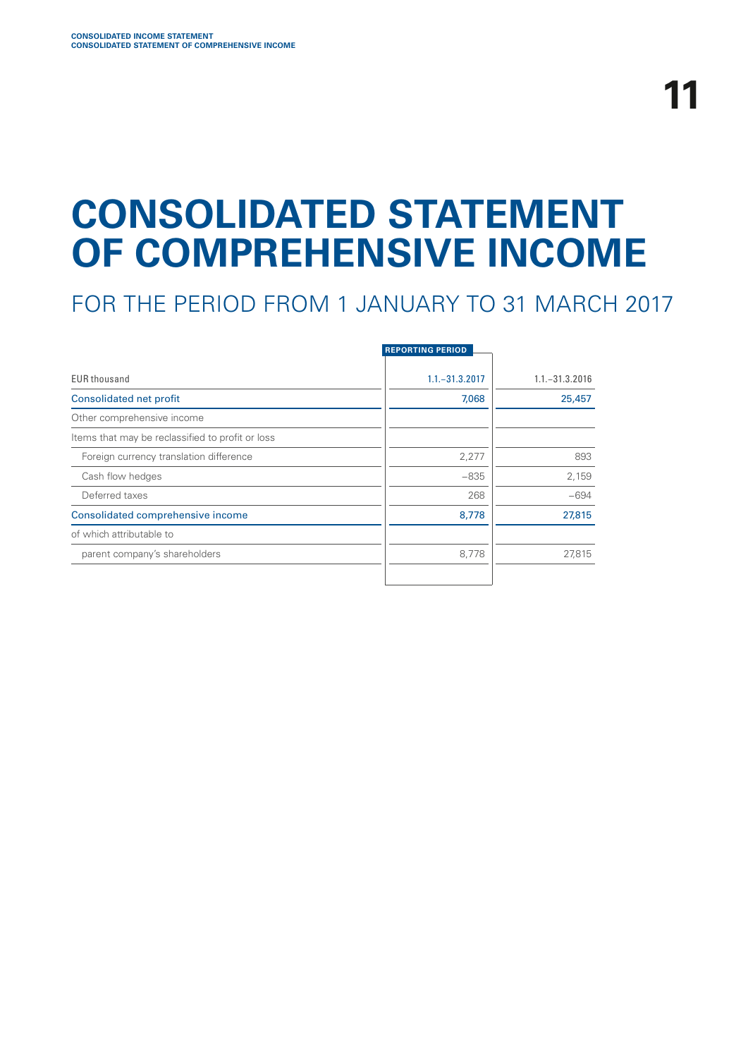# CONSOLIDATED STATEMENT OF COMPREHENSIVE INCOME

## FOR THE PERIOD FROM 1 JANUARY TO 31 MARCH 2017

| EUR thousand | REPORTING PERIOD 1.1.–31.3.2017 | 1.1.–31.3.2016 |
|---|---|---|
| Consolidated net profit | 7,068 | 25,457 |
| Other comprehensive income | | |
| Items that may be reclassified to profit or loss | | |
| Foreign currency translation difference | 2,277 | 893 |
| Cash flow hedges | −835 | 2,159 |
| Deferred taxes | 268 | −694 |
| Consolidated comprehensive income | 8,778 | 27,815 |
| of which attributable to | | |
| parent company's shareholders | 8,778 | 27,815 |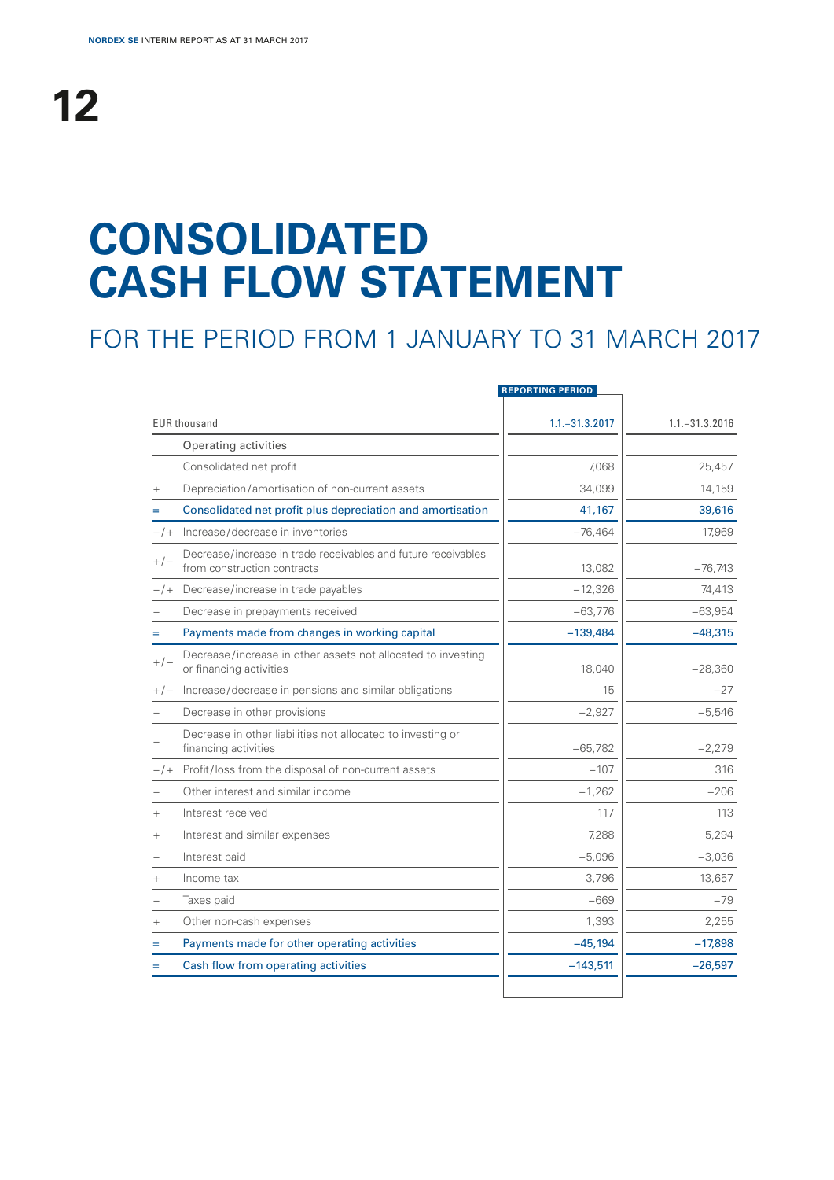# CONSOLIDATED CASH FLOW STATEMENT

## FOR THE PERIOD FROM 1 JANUARY TO 31 MARCH 2017

| | EUR thousand | REPORTING PERIOD<br>1.1.–31.3.2017 | 1.1.–31.3.2016 |
|---|---|---|---|
| | Operating activities | | |
| | Consolidated net profit | 7,068 | 25,457 |
| + | Depreciation/amortisation of non-current assets | 34,099 | 14,159 |
| = | **Consolidated net profit plus depreciation and amortisation** | **41,167** | **39,616** |
| −/+ | Increase/decrease in inventories | −76,464 | 17,969 |
| +/− | Decrease/increase in trade receivables and future receivables from construction contracts | 13,082 | −76,743 |
| −/+ | Decrease/increase in trade payables | −12,326 | 74,413 |
| − | Decrease in prepayments received | −63,776 | −63,954 |
| = | **Payments made from changes in working capital** | **−139,484** | **−48,315** |
| +/− | Decrease/increase in other assets not allocated to investing or financing activities | 18,040 | −28,360 |
| +/− | Increase/decrease in pensions and similar obligations | 15 | −27 |
| − | Decrease in other provisions | −2,927 | −5,546 |
| − | Decrease in other liabilities not allocated to investing or financing activities | −65,782 | −2,279 |
| −/+ | Profit/loss from the disposal of non-current assets | −107 | 316 |
| − | Other interest and similar income | −1,262 | −206 |
| + | Interest received | 117 | 113 |
| + | Interest and similar expenses | 7,288 | 5,294 |
| − | Interest paid | −5,096 | −3,036 |
| + | Income tax | 3,796 | 13,657 |
| − | Taxes paid | −669 | −79 |
| + | Other non-cash expenses | 1,393 | 2,255 |
| = | **Payments made for other operating activities** | **−45,194** | **−17,898** |
| = | **Cash flow from operating activities** | **−143,511** | **−26,597** |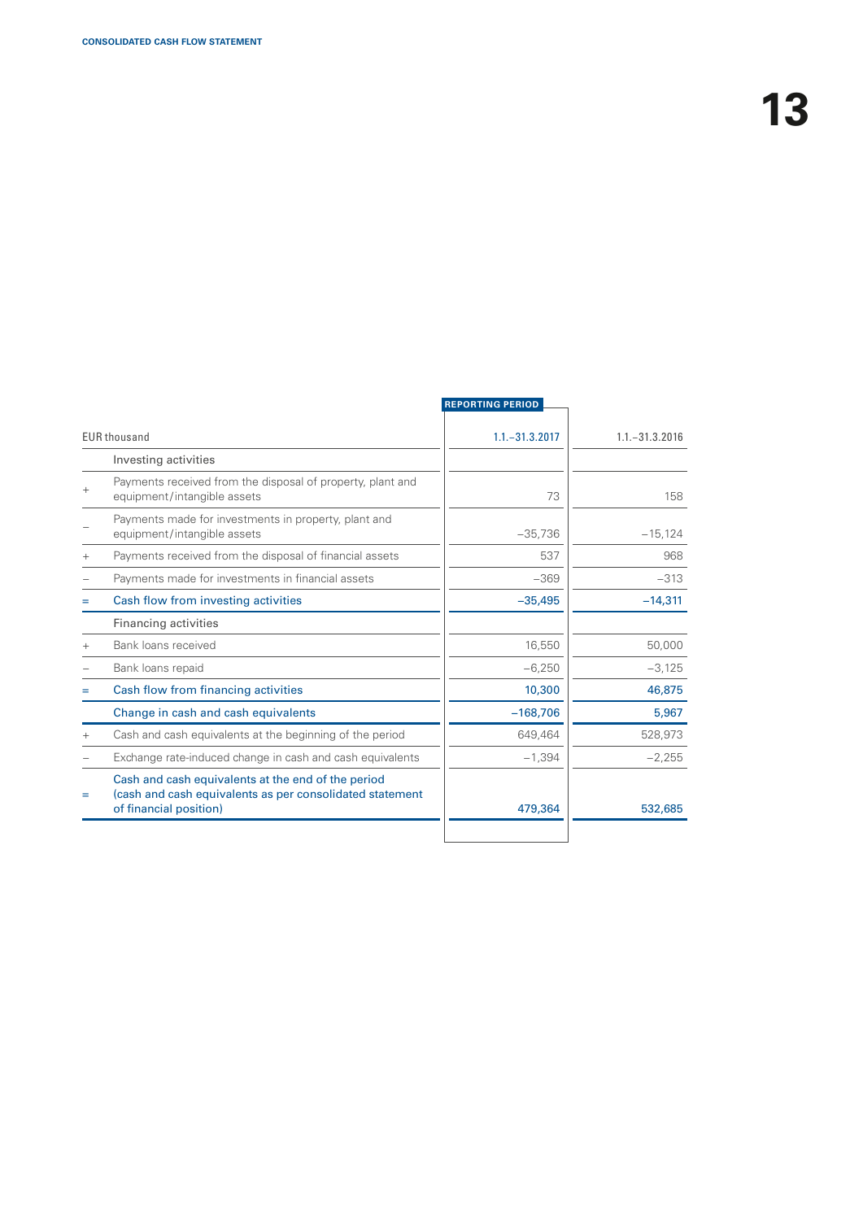| | EUR thousand | REPORTING PERIOD 1.1.–31.3.2017 | 1.1.–31.3.2016 |
|---|---|---|---|
| | Investing activities | | |
| + | Payments received from the disposal of property, plant and equipment/intangible assets | 73 | 158 |
| – | Payments made for investments in property, plant and equipment/intangible assets | –35,736 | –15,124 |
| + | Payments received from the disposal of financial assets | 537 | 968 |
| – | Payments made for investments in financial assets | –369 | –313 |
| = | Cash flow from investing activities | –35,495 | –14,311 |
| | Financing activities | | |
| + | Bank loans received | 16,550 | 50,000 |
| – | Bank loans repaid | –6,250 | –3,125 |
| = | Cash flow from financing activities | 10,300 | 46,875 |
| | Change in cash and cash equivalents | –168,706 | 5,967 |
| + | Cash and cash equivalents at the beginning of the period | 649,464 | 528,973 |
| – | Exchange rate-induced change in cash and cash equivalents | –1,394 | –2,255 |
| = | Cash and cash equivalents at the end of the period (cash and cash equivalents as per consolidated statement of financial position) | 479,364 | 532,685 |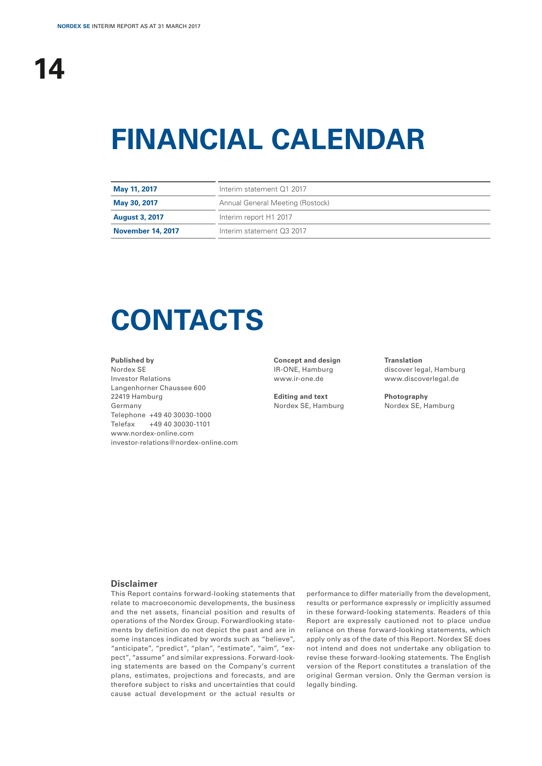# FINANCIAL CALENDAR

| | |
|---|---|
| **May 11, 2017** | Interim statement Q1 2017 |
| **May 30, 2017** | Annual General Meeting (Rostock) |
| **August 3, 2017** | Interim report H1 2017 |
| **November 14, 2017** | Interim statement Q3 2017 |

# CONTACTS

**Published by**
Nordex SE
Investor Relations
Langenhorner Chaussee 600
22419 Hamburg
Germany
Telephone +49 40 30030-1000
Telefax +49 40 30030-1101
www.nordex-online.com
investor-relations@nordex-online.com

**Concept and design**
IR-ONE, Hamburg
www.ir-one.de

**Editing and text**
Nordex SE, Hamburg

**Translation**
discover legal, Hamburg
www.discoverlegal.de

**Photography**
Nordex SE, Hamburg

### Disclaimer

This Report contains forward-looking statements that relate to macroeconomic developments, the business and the net assets, financial position and results of operations of the Nordex Group. Forwardlooking statements by definition do not depict the past and are in some instances indicated by words such as "believe", "anticipate", "predict", "plan", "estimate", "aim", "expect", "assume" and similar expressions. Forward-looking statements are based on the Company's current plans, estimates, projections and forecasts, and are therefore subject to risks and uncertainties that could cause actual development or the actual results or performance to differ materially from the development, results or performance expressly or implicitly assumed in these forward-looking statements. Readers of this Report are expressly cautioned not to place undue reliance on these forward-looking statements, which apply only as of the date of this Report. Nordex SE does not intend and does not undertake any obligation to revise these forward-looking statements. The English version of the Report constitutes a translation of the original German version. Only the German version is legally binding.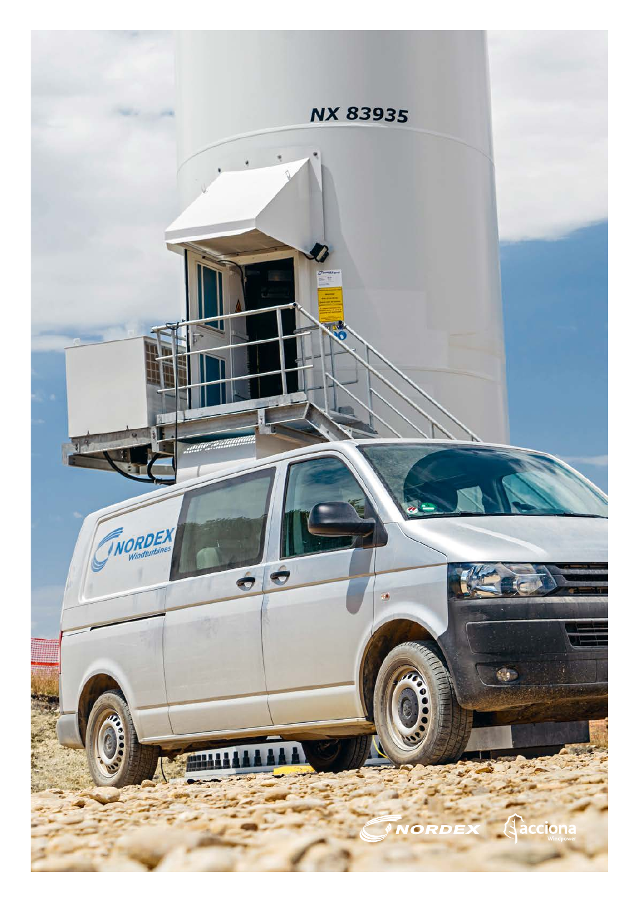NORDEX

acciona Windpower